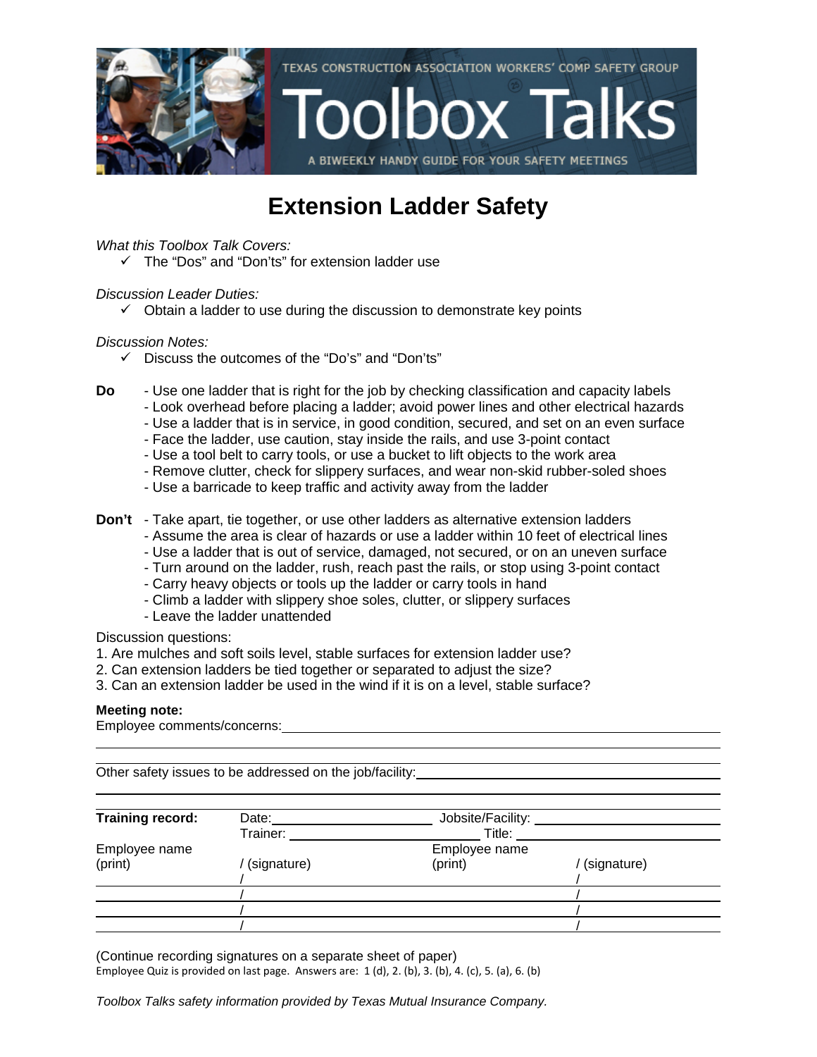TEXAS CONSTRUCTION ASSOCIATION WORKERS' COMP SAFETY GROUP

# Toolbox Talks

A BIWEEKLY HANDY GUIDE FOR YOUR SAFETY MEETINGS

## Extension Ladder Safety

*What this Toolbox Talk Covers:*

- ✓ The "Dos" and "Don'ts" for extension ladder use

*Discussion Leader Duties:*

- ✓ Obtain a ladder to use during the discussion to demonstrate key points

*Discussion Notes:*

- ✓ Discuss the outcomes of the "Do's" and "Don'ts"

**Do**
- Use one ladder that is right for the job by checking classification and capacity labels
- Look overhead before placing a ladder; avoid power lines and other electrical hazards
- Use a ladder that is in service, in good condition, secured, and set on an even surface
- Face the ladder, use caution, stay inside the rails, and use 3-point contact
- Use a tool belt to carry tools, or use a bucket to lift objects to the work area
- Remove clutter, check for slippery surfaces, and wear non-skid rubber-soled shoes
- Use a barricade to keep traffic and activity away from the ladder

**Don't**
- Take apart, tie together, or use other ladders as alternative extension ladders
- Assume the area is clear of hazards or use a ladder within 10 feet of electrical lines
- Use a ladder that is out of service, damaged, not secured, or on an uneven surface
- Turn around on the ladder, rush, reach past the rails, or stop using 3-point contact
- Carry heavy objects or tools up the ladder or carry tools in hand
- Climb a ladder with slippery shoe soles, clutter, or slippery surfaces
- Leave the ladder unattended

Discussion questions:

1. Are mulches and soft soils level, stable surfaces for extension ladder use?
2. Can extension ladders be tied together or separated to adjust the size?
3. Can an extension ladder be used in the wind if it is on a level, stable surface?

**Meeting note:**

Employee comments/concerns: ______________________________

Other safety issues to be addressed on the job/facility: ______________________________

| **Training record:** | Date: ______ | Jobsite/Facility: ______ | |
|---|---|---|---|
| | Trainer: ______ | Title: ______ | |
| Employee name (print) | / (signature) | Employee name (print) | / (signature) |
| | / | | / |
| | / | | / |
| | / | | / |
| | / | | / |

(Continue recording signatures on a separate sheet of paper)

Employee Quiz is provided on last page. Answers are: 1 (d), 2. (b), 3. (b), 4. (c), 5. (a), 6. (b)

*Toolbox Talks safety information provided by Texas Mutual Insurance Company.*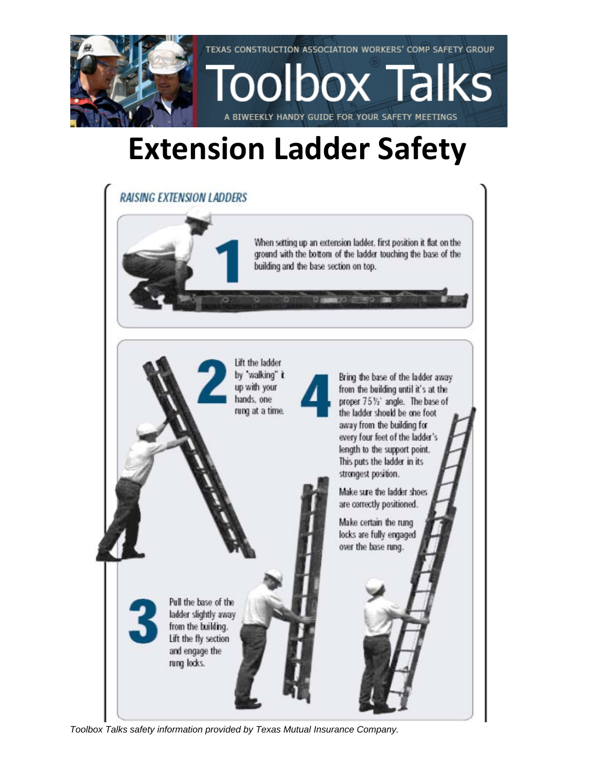TEXAS CONSTRUCTION ASSOCIATION WORKERS' COMP SAFETY GROUP

# Toolbox Talks

A BIWEEKLY HANDY GUIDE FOR YOUR SAFETY MEETINGS

# Extension Ladder Safety

## *RAISING EXTENSION LADDERS*

**1** When setting up an extension ladder, first position it flat on the ground with the bottom of the ladder touching the base of the building and the base section on top.

**2** Lift the ladder by "walking" it up with your hands, one rung at a time.

**3** Pull the base of the ladder slightly away from the building. Lift the fly section and engage the rung locks.

**4** Bring the base of the ladder away from the building until it's at the proper 75½° angle. The base of the ladder should be one foot away from the building for every four feet of the ladder's length to the support point. This puts the ladder in its strongest position.

Make sure the ladder shoes are correctly positioned.

Make certain the rung locks are fully engaged over the base rung.

*Toolbox Talks safety information provided by Texas Mutual Insurance Company.*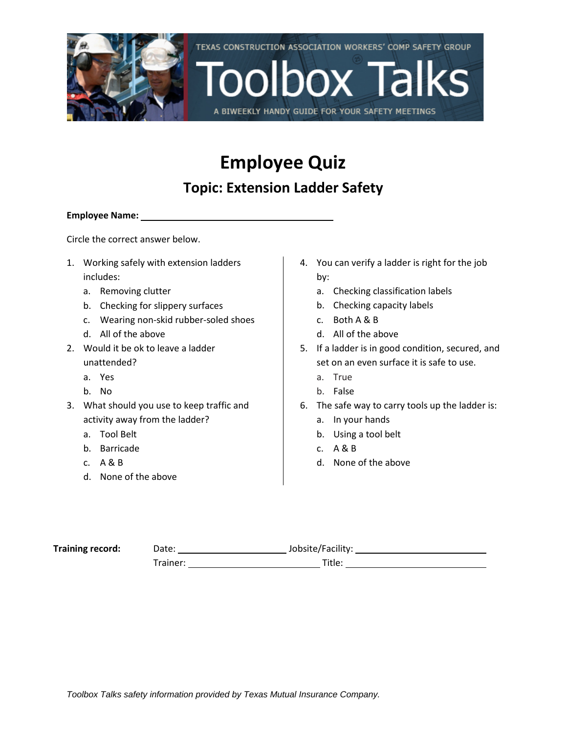TEXAS CONSTRUCTION ASSOCIATION WORKERS' COMP SAFETY GROUP

# Toolbox Talks

A BIWEEKLY HANDY GUIDE FOR YOUR SAFETY MEETINGS

# Employee Quiz

## Topic: Extension Ladder Safety

**Employee Name:** ______________________________

Circle the correct answer below.

1. Working safely with extension ladders includes:
   a. Removing clutter
   b. Checking for slippery surfaces
   c. Wearing non-skid rubber-soled shoes
   d. All of the above
2. Would it be ok to leave a ladder unattended?
   a. Yes
   b. No
3. What should you use to keep traffic and activity away from the ladder?
   a. Tool Belt
   b. Barricade
   c. A & B
   d. None of the above
4. You can verify a ladder is right for the job by:
   a. Checking classification labels
   b. Checking capacity labels
   c. Both A & B
   d. All of the above
5. If a ladder is in good condition, secured, and set on an even surface it is safe to use.
   a. True
   b. False
6. The safe way to carry tools up the ladder is:
   a. In your hands
   b. Using a tool belt
   c. A & B
   d. None of the above

**Training record:** Date: ______________ Jobsite/Facility: ______________

Trainer: ______________ Title: ______________

*Toolbox Talks safety information provided by Texas Mutual Insurance Company.*